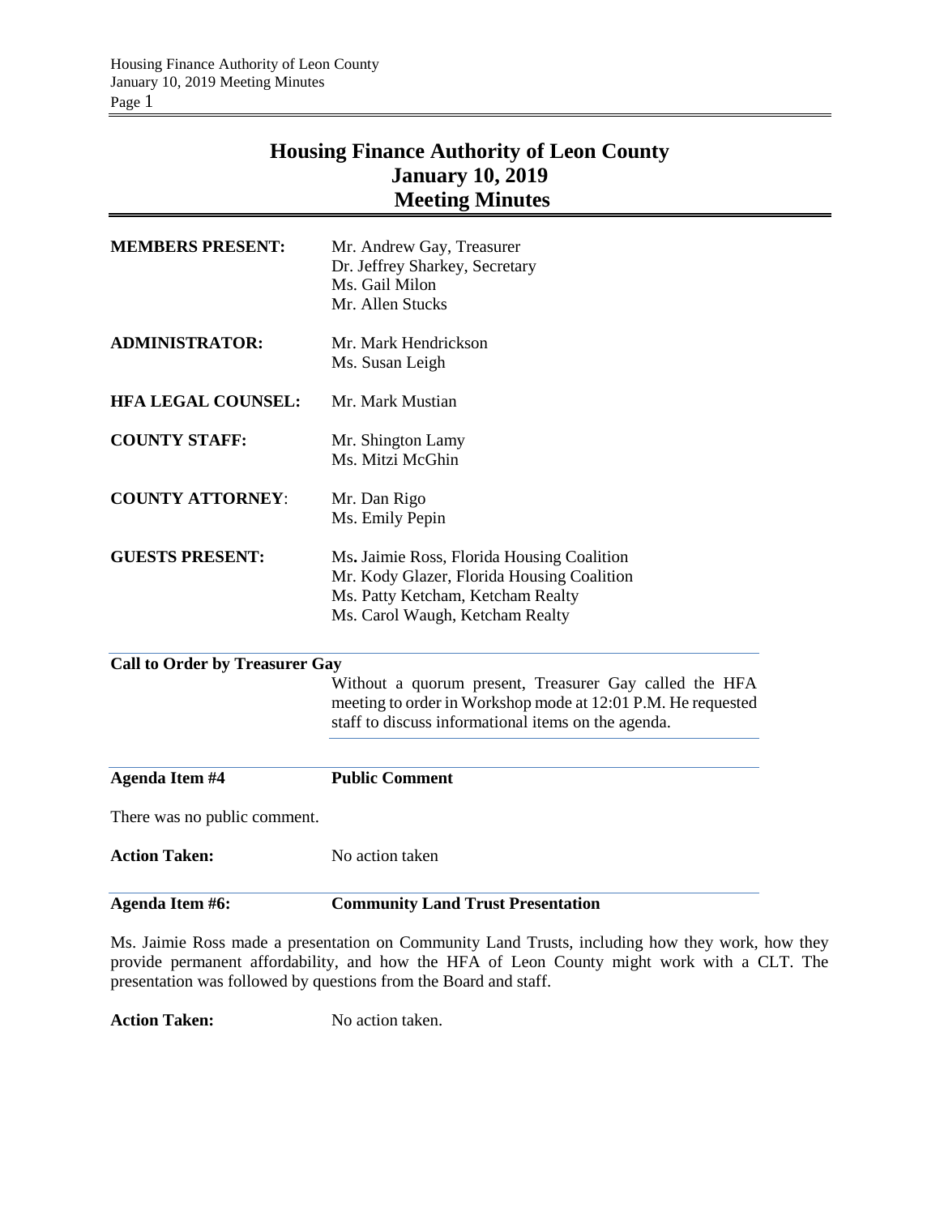# Housing Finance Authority of Leon County
## January 10, 2019
## Meeting Minutes

| | |
|---|---|
| **MEMBERS PRESENT:** | Mr. Andrew Gay, Treasurer<br>Dr. Jeffrey Sharkey, Secretary<br>Ms. Gail Milon<br>Mr. Allen Stucks |
| **ADMINISTRATOR:** | Mr. Mark Hendrickson<br>Ms. Susan Leigh |
| **HFA LEGAL COUNSEL:** | Mr. Mark Mustian |
| **COUNTY STAFF:** | Mr. Shington Lamy<br>Ms. Mitzi McGhin |
| **COUNTY ATTORNEY**: | Mr. Dan Rigo<br>Ms. Emily Pepin |
| **GUESTS PRESENT:** | Ms. Jaimie Ross, Florida Housing Coalition<br>Mr. Kody Glazer, Florida Housing Coalition<br>Ms. Patty Ketcham, Ketcham Realty<br>Ms. Carol Waugh, Ketcham Realty |

**Call to Order by Treasurer Gay**

Without a quorum present, Treasurer Gay called the HFA meeting to order in Workshop mode at 12:01 P.M. He requested staff to discuss informational items on the agenda.

**Agenda Item #4** **Public Comment**

There was no public comment.

**Action Taken:** No action taken

**Agenda Item #6:** **Community Land Trust Presentation**

Ms. Jaimie Ross made a presentation on Community Land Trusts, including how they work, how they provide permanent affordability, and how the HFA of Leon County might work with a CLT. The presentation was followed by questions from the Board and staff.

**Action Taken:** No action taken.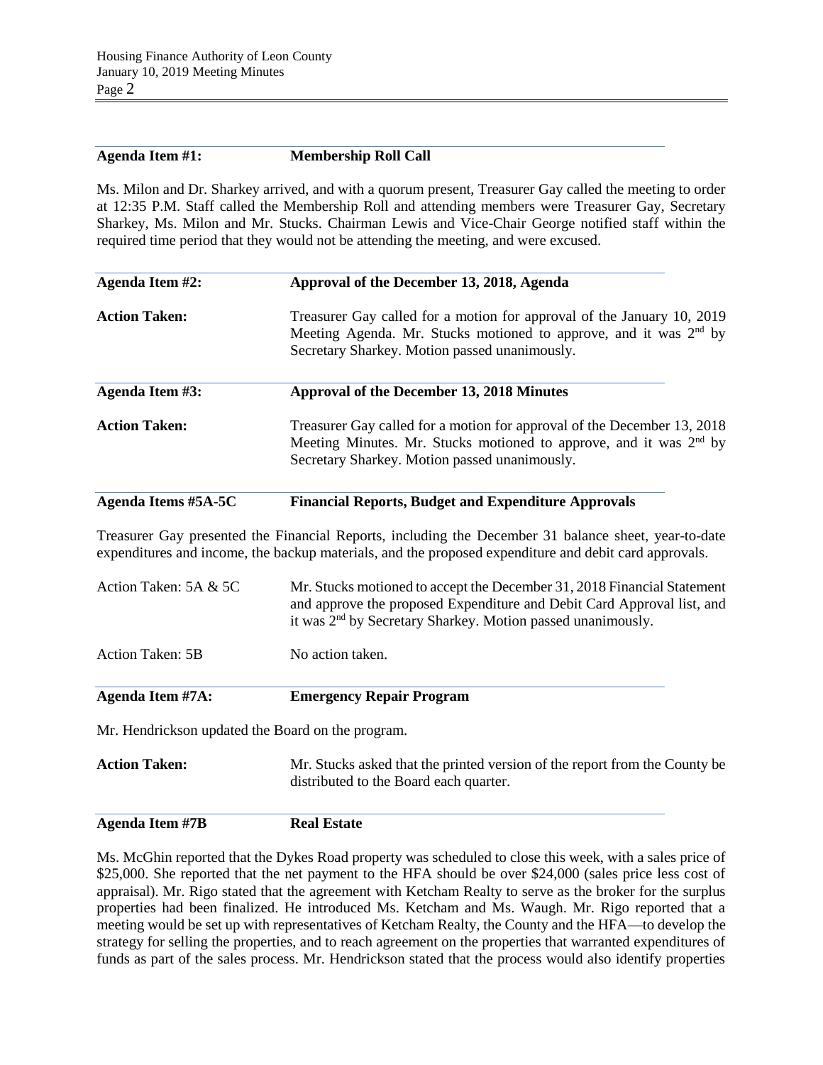**Agenda Item #1: Membership Roll Call**

Ms. Milon and Dr. Sharkey arrived, and with a quorum present, Treasurer Gay called the meeting to order at 12:35 P.M. Staff called the Membership Roll and attending members were Treasurer Gay, Secretary Sharkey, Ms. Milon and Mr. Stucks. Chairman Lewis and Vice-Chair George notified staff within the required time period that they would not be attending the meeting, and were excused.

**Agenda Item #2: Approval of the December 13, 2018, Agenda**

**Action Taken:** Treasurer Gay called for a motion for approval of the January 10, 2019 Meeting Agenda. Mr. Stucks motioned to approve, and it was 2nd by Secretary Sharkey. Motion passed unanimously.

**Agenda Item #3: Approval of the December 13, 2018 Minutes**

**Action Taken:** Treasurer Gay called for a motion for approval of the December 13, 2018 Meeting Minutes. Mr. Stucks motioned to approve, and it was 2nd by Secretary Sharkey. Motion passed unanimously.

**Agenda Items #5A-5C Financial Reports, Budget and Expenditure Approvals**

Treasurer Gay presented the Financial Reports, including the December 31 balance sheet, year-to-date expenditures and income, the backup materials, and the proposed expenditure and debit card approvals.

Action Taken: 5A & 5C Mr. Stucks motioned to accept the December 31, 2018 Financial Statement and approve the proposed Expenditure and Debit Card Approval list, and it was 2nd by Secretary Sharkey. Motion passed unanimously.

Action Taken: 5B No action taken.

**Agenda Item #7A: Emergency Repair Program**

Mr. Hendrickson updated the Board on the program.

**Action Taken:** Mr. Stucks asked that the printed version of the report from the County be distributed to the Board each quarter.

**Agenda Item #7B Real Estate**

Ms. McGhin reported that the Dykes Road property was scheduled to close this week, with a sales price of $25,000. She reported that the net payment to the HFA should be over $24,000 (sales price less cost of appraisal). Mr. Rigo stated that the agreement with Ketcham Realty to serve as the broker for the surplus properties had been finalized. He introduced Ms. Ketcham and Ms. Waugh. Mr. Rigo reported that a meeting would be set up with representatives of Ketcham Realty, the County and the HFA—to develop the strategy for selling the properties, and to reach agreement on the properties that warranted expenditures of funds as part of the sales process. Mr. Hendrickson stated that the process would also identify properties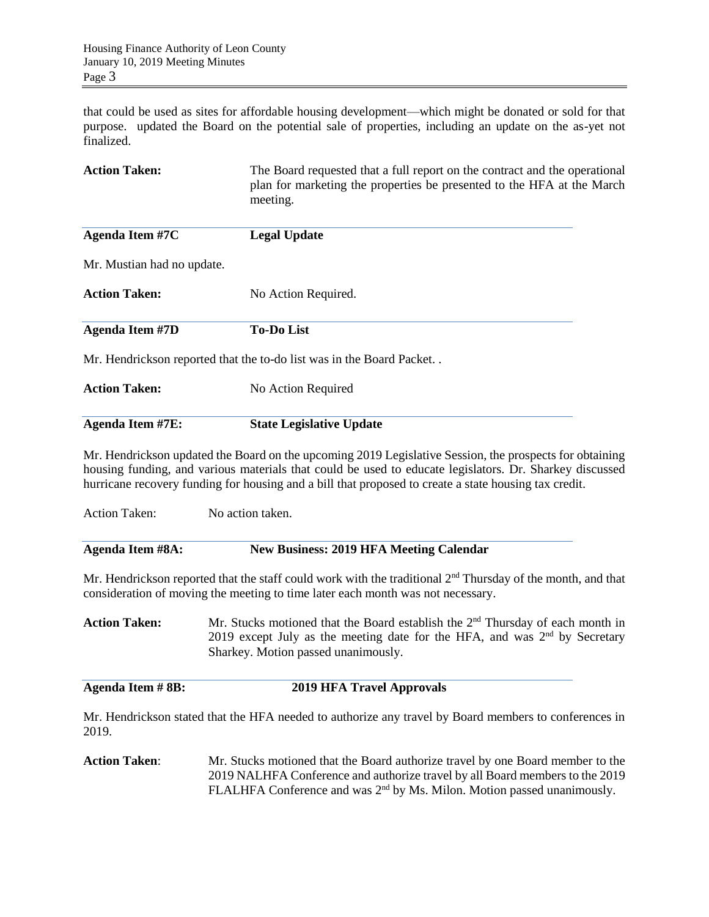that could be used as sites for affordable housing development—which might be donated or sold for that purpose. updated the Board on the potential sale of properties, including an update on the as-yet not finalized.

**Action Taken:** The Board requested that a full report on the contract and the operational plan for marketing the properties be presented to the HFA at the March meeting.

**Agenda Item #7C** **Legal Update**

Mr. Mustian had no update.

**Action Taken:** No Action Required.

**Agenda Item #7D** **To-Do List**

Mr. Hendrickson reported that the to-do list was in the Board Packet. .

**Action Taken:** No Action Required

**Agenda Item #7E:** **State Legislative Update**

Mr. Hendrickson updated the Board on the upcoming 2019 Legislative Session, the prospects for obtaining housing funding, and various materials that could be used to educate legislators. Dr. Sharkey discussed hurricane recovery funding for housing and a bill that proposed to create a state housing tax credit.

Action Taken: No action taken.

**Agenda Item #8A:** **New Business: 2019 HFA Meeting Calendar**

Mr. Hendrickson reported that the staff could work with the traditional 2nd Thursday of the month, and that consideration of moving the meeting to time later each month was not necessary.

**Action Taken:** Mr. Stucks motioned that the Board establish the 2nd Thursday of each month in 2019 except July as the meeting date for the HFA, and was 2nd by Secretary Sharkey. Motion passed unanimously.

**Agenda Item # 8B:** **2019 HFA Travel Approvals**

Mr. Hendrickson stated that the HFA needed to authorize any travel by Board members to conferences in 2019.

**Action Taken**: Mr. Stucks motioned that the Board authorize travel by one Board member to the 2019 NALHFA Conference and authorize travel by all Board members to the 2019 FLALHFA Conference and was 2nd by Ms. Milon. Motion passed unanimously.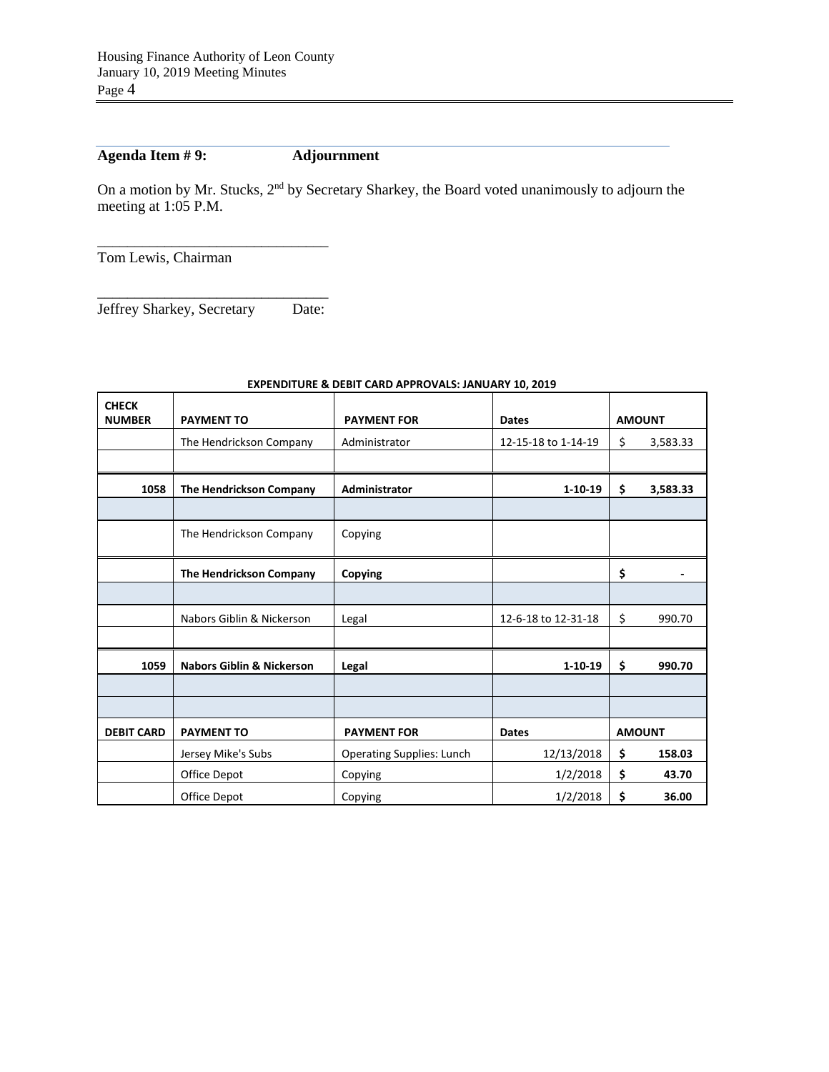## Agenda Item # 9: Adjournment

On a motion by Mr. Stucks, 2nd by Secretary Sharkey, the Board voted unanimously to adjourn the meeting at 1:05 P.M.

\_\_\_\_\_\_\_\_\_\_\_\_\_\_\_\_\_\_\_\_\_\_\_\_\_\_\_\_\_\_\_

Tom Lewis, Chairman

\_\_\_\_\_\_\_\_\_\_\_\_\_\_\_\_\_\_\_\_\_\_\_\_\_\_\_\_\_\_\_

Jeffrey Sharkey, Secretary Date:

**EXPENDITURE & DEBIT CARD APPROVALS: JANUARY 10, 2019**

| CHECK NUMBER | PAYMENT TO | PAYMENT FOR | Dates | AMOUNT |
|---|---|---|---|---|
| | The Hendrickson Company | Administrator | 12-15-18 to 1-14-19 | $ 3,583.33 |
| | | | | |
| **1058** | **The Hendrickson Company** | **Administrator** | **1-10-19** | **$ 3,583.33** |
| | | | | |
| | The Hendrickson Company | Copying | | |
| | **The Hendrickson Company** | **Copying** | | **$ -** |
| | | | | |
| | Nabors Giblin & Nickerson | Legal | 12-6-18 to 12-31-18 | $ 990.70 |
| | | | | |
| **1059** | **Nabors Giblin & Nickerson** | **Legal** | **1-10-19** | **$ 990.70** |
| | | | | |
| | | | | |
| **DEBIT CARD** | **PAYMENT TO** | **PAYMENT FOR** | **Dates** | **AMOUNT** |
| | Jersey Mike's Subs | Operating Supplies: Lunch | 12/13/2018 | **$ 158.03** |
| | Office Depot | Copying | 1/2/2018 | **$ 43.70** |
| | Office Depot | Copying | 1/2/2018 | **$ 36.00** |